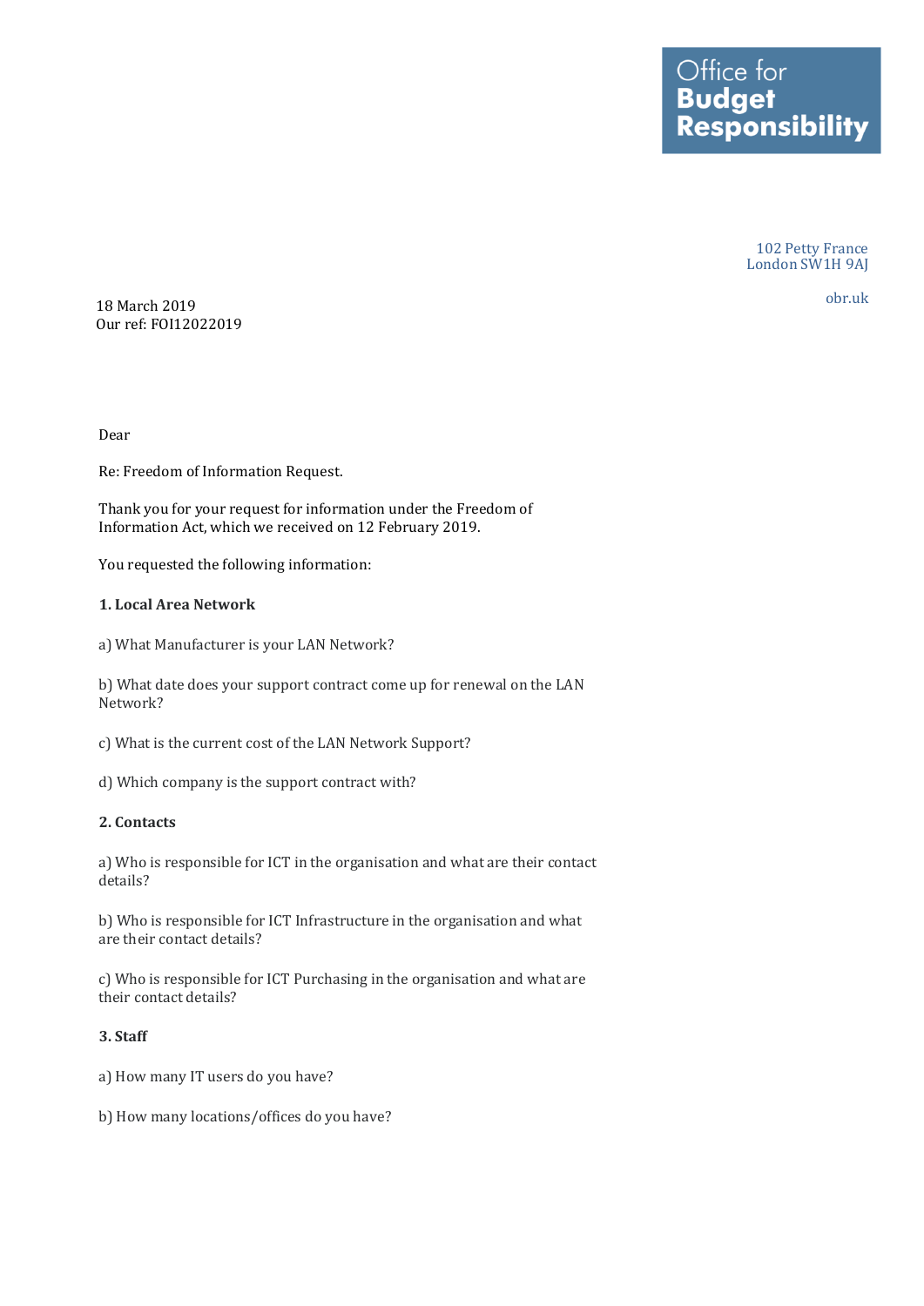Office for **Budget Responsibility**

102 Petty France
London SW1H 9AJ

obr.uk

18 March 2019
Our ref: FOI12022019

Dear

Re: Freedom of Information Request.

Thank you for your request for information under the Freedom of Information Act, which we received on 12 February 2019.

You requested the following information:

**1. Local Area Network**

a) What Manufacturer is your LAN Network?

b) What date does your support contract come up for renewal on the LAN Network?

c) What is the current cost of the LAN Network Support?

d) Which company is the support contract with?

**2. Contacts**

a) Who is responsible for ICT in the organisation and what are their contact details?

b) Who is responsible for ICT Infrastructure in the organisation and what are their contact details?

c) Who is responsible for ICT Purchasing in the organisation and what are their contact details?

**3. Staff**

a) How many IT users do you have?

b) How many locations/offices do you have?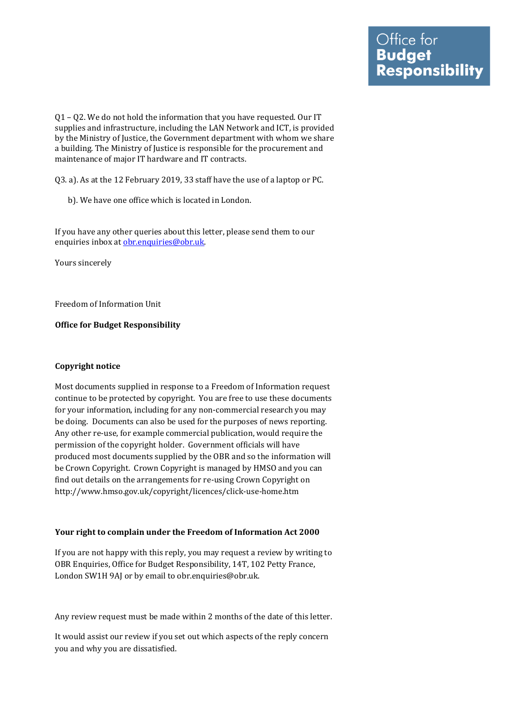Q1 – Q2. We do not hold the information that you have requested. Our IT supplies and infrastructure, including the LAN Network and ICT, is provided by the Ministry of Justice, the Government department with whom we share a building. The Ministry of Justice is responsible for the procurement and maintenance of major IT hardware and IT contracts.

Q3. a). As at the 12 February 2019, 33 staff have the use of a laptop or PC.

b). We have one office which is located in London.

If you have any other queries about this letter, please send them to our enquiries inbox at obr.enquiries@obr.uk.

Yours sincerely

Freedom of Information Unit

**Office for Budget Responsibility**

**Copyright notice**

Most documents supplied in response to a Freedom of Information request continue to be protected by copyright. You are free to use these documents for your information, including for any non-commercial research you may be doing. Documents can also be used for the purposes of news reporting. Any other re-use, for example commercial publication, would require the permission of the copyright holder. Government officials will have produced most documents supplied by the OBR and so the information will be Crown Copyright. Crown Copyright is managed by HMSO and you can find out details on the arrangements for re-using Crown Copyright on http://www.hmso.gov.uk/copyright/licences/click-use-home.htm

**Your right to complain under the Freedom of Information Act 2000**

If you are not happy with this reply, you may request a review by writing to OBR Enquiries, Office for Budget Responsibility, 14T, 102 Petty France, London SW1H 9AJ or by email to obr.enquiries@obr.uk.

Any review request must be made within 2 months of the date of this letter.

It would assist our review if you set out which aspects of the reply concern you and why you are dissatisfied.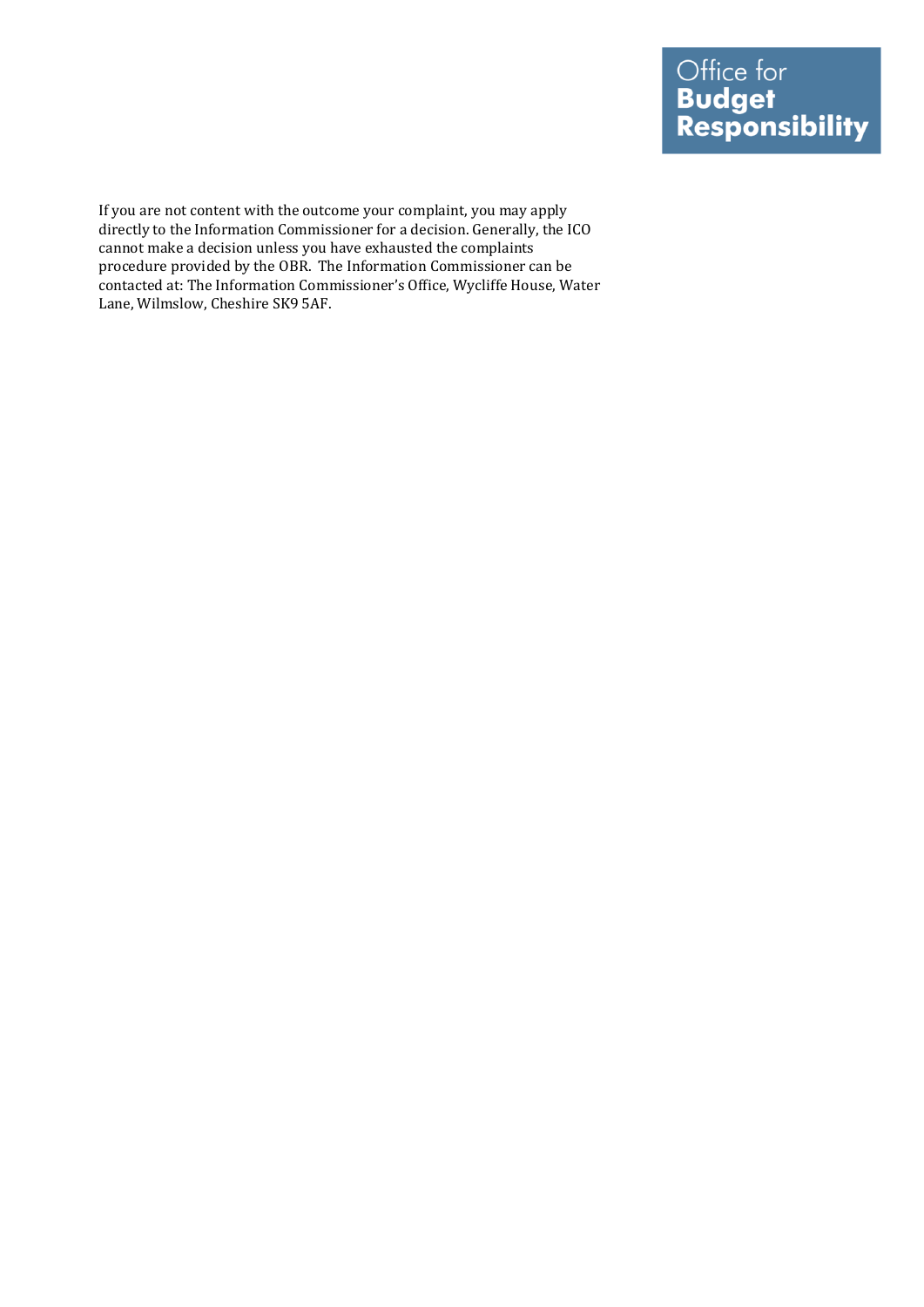If you are not content with the outcome your complaint, you may apply directly to the Information Commissioner for a decision. Generally, the ICO cannot make a decision unless you have exhausted the complaints procedure provided by the OBR. The Information Commissioner can be contacted at: The Information Commissioner's Office, Wycliffe House, Water Lane, Wilmslow, Cheshire SK9 5AF.